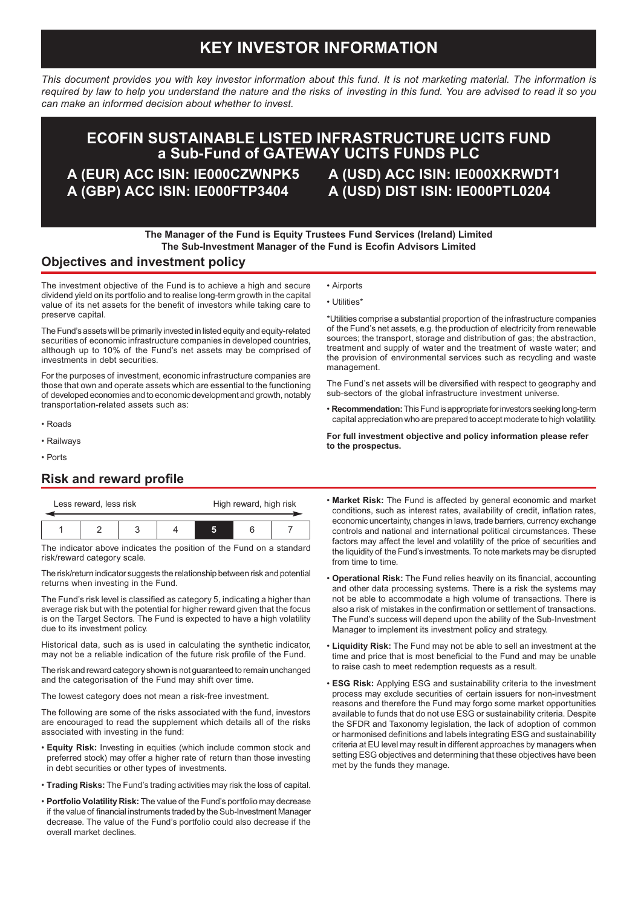# KEY INVESTOR INFORMATION

*This document provides you with key investor information about this fund. It is not marketing material. The information is required by law to help you understand the nature and the risks of investing in this fund. You are advised to read it so you can make an informed decision about whether to invest.*

## ECOFIN SUSTAINABLE LISTED INFRASTRUCTURE UCITS FUND a Sub-Fund of GATEWAY UCITS FUNDS PLC

**A (EUR) ACC ISIN: IE000CZWNPK5**
**A (GBP) ACC ISIN: IE000FTP3404**
**A (USD) ACC ISIN: IE000XKRWDT1**
**A (USD) DIST ISIN: IE000PTL0204**

**The Manager of the Fund is Equity Trustees Fund Services (Ireland) Limited**
**The Sub-Investment Manager of the Fund is Ecofin Advisors Limited**

## Objectives and investment policy

The investment objective of the Fund is to achieve a high and secure dividend yield on its portfolio and to realise long-term growth in the capital value of its net assets for the benefit of investors while taking care to preserve capital.

The Fund's assets will be primarily invested in listed equity and equity-related securities of economic infrastructure companies in developed countries, although up to 10% of the Fund's net assets may be comprised of investments in debt securities.

For the purposes of investment, economic infrastructure companies are those that own and operate assets which are essential to the functioning of developed economies and to economic development and growth, notably transportation-related assets such as:

- Roads
- Railways
- Ports
- Airports
- Utilities*

*Utilities comprise a substantial proportion of the infrastructure companies of the Fund's net assets, e.g. the production of electricity from renewable sources; the transport, storage and distribution of gas; the abstraction, treatment and supply of water and the treatment of waste water; and the provision of environmental services such as recycling and waste management.

The Fund's net assets will be diversified with respect to geography and sub-sectors of the global infrastructure investment universe.

- **Recommendation:** This Fund is appropriate for investors seeking long-term capital appreciation who are prepared to accept moderate to high volatility.

**For full investment objective and policy information please refer to the prospectus.**

## Risk and reward profile

Less reward, less risk ← → High reward, high risk

| 1 | 2 | 3 | 4 | **5** | 6 | 7 |
|---|---|---|---|---|---|---|

The indicator above indicates the position of the Fund on a standard risk/reward category scale.

The risk/return indicator suggests the relationship between risk and potential returns when investing in the Fund.

The Fund's risk level is classified as category 5, indicating a higher than average risk but with the potential for higher reward given that the focus is on the Target Sectors. The Fund is expected to have a high volatility due to its investment policy.

Historical data, such as is used in calculating the synthetic indicator, may not be a reliable indication of the future risk profile of the Fund.

The risk and reward category shown is not guaranteed to remain unchanged and the categorisation of the Fund may shift over time.

The lowest category does not mean a risk-free investment.

The following are some of the risks associated with the fund, investors are encouraged to read the supplement which details all of the risks associated with investing in the fund:

- **Equity Risk:** Investing in equities (which include common stock and preferred stock) may offer a higher rate of return than those investing in debt securities or other types of investments.
- **Trading Risks:** The Fund's trading activities may risk the loss of capital.
- **Portfolio Volatility Risk:** The value of the Fund's portfolio may decrease if the value of financial instruments traded by the Sub-Investment Manager decrease. The value of the Fund's portfolio could also decrease if the overall market declines.
- **Market Risk:** The Fund is affected by general economic and market conditions, such as interest rates, availability of credit, inflation rates, economic uncertainty, changes in laws, trade barriers, currency exchange controls and national and international political circumstances. These factors may affect the level and volatility of the price of securities and the liquidity of the Fund's investments. To note markets may be disrupted from time to time.
- **Operational Risk:** The Fund relies heavily on its financial, accounting and other data processing systems. There is a risk the systems may not be able to accommodate a high volume of transactions. There is also a risk of mistakes in the confirmation or settlement of transactions. The Fund's success will depend upon the ability of the Sub-Investment Manager to implement its investment policy and strategy.
- **Liquidity Risk:** The Fund may not be able to sell an investment at the time and price that is most beneficial to the Fund and may be unable to raise cash to meet redemption requests as a result.
- **ESG Risk:** Applying ESG and sustainability criteria to the investment process may exclude securities of certain issuers for non-investment reasons and therefore the Fund may forgo some market opportunities available to funds that do not use ESG or sustainability criteria. Despite the SFDR and Taxonomy legislation, the lack of adoption of common or harmonised definitions and labels integrating ESG and sustainability criteria at EU level may result in different approaches by managers when setting ESG objectives and determining that these objectives have been met by the funds they manage.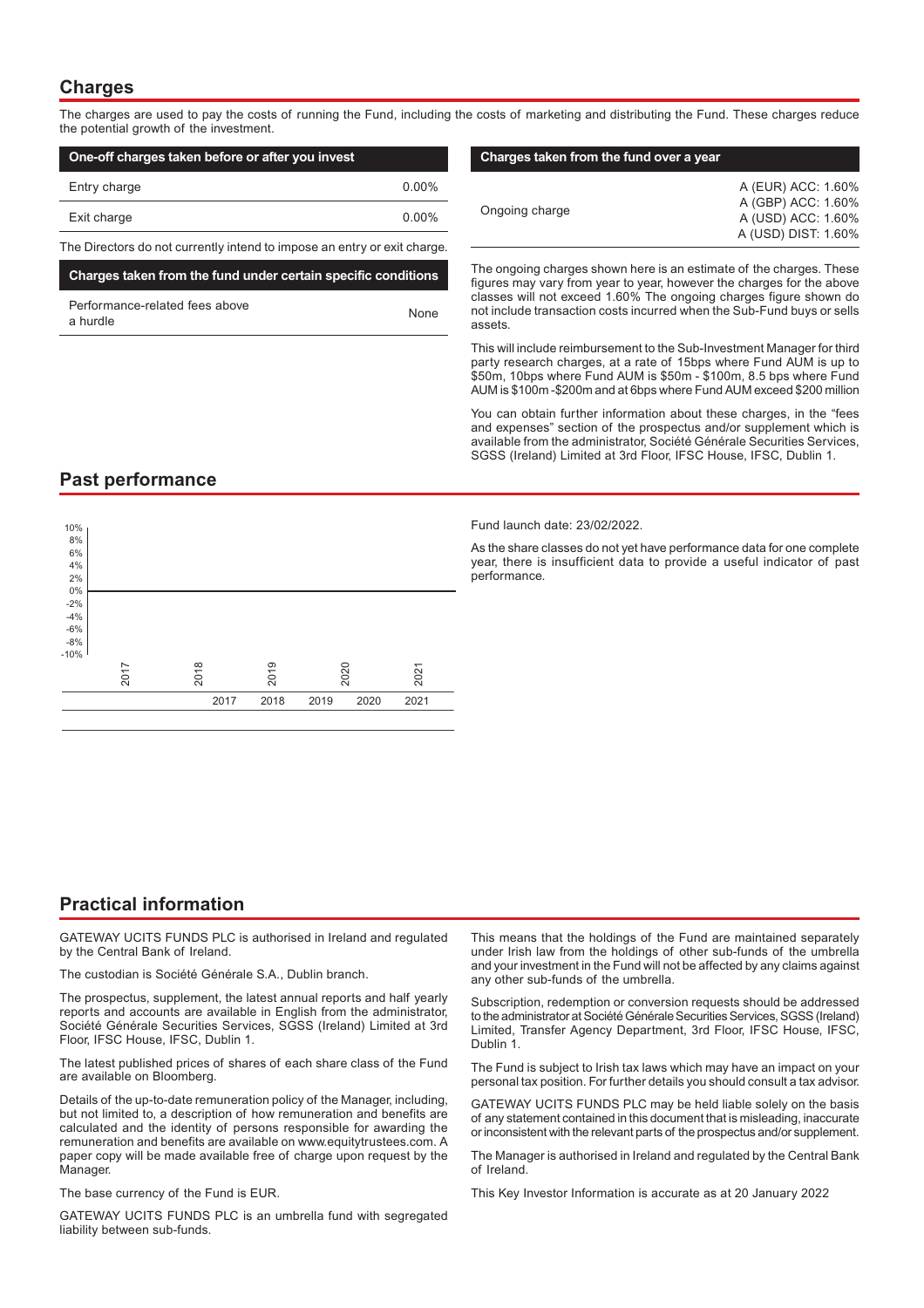## Charges

The charges are used to pay the costs of running the Fund, including the costs of marketing and distributing the Fund. These charges reduce the potential growth of the investment.

| One-off charges taken before or after you invest | |
|---|---|
| Entry charge | 0.00% |
| Exit charge | 0.00% |

The Directors do not currently intend to impose an entry or exit charge.

| Charges taken from the fund under certain specific conditions | |
|---|---|
| Performance-related fees above a hurdle | None |

| Charges taken from the fund over a year | |
|---|---|
| Ongoing charge | A (EUR) ACC: 1.60%<br>A (GBP) ACC: 1.60%<br>A (USD) ACC: 1.60%<br>A (USD) DIST: 1.60% |

The ongoing charges shown here is an estimate of the charges. These figures may vary from year to year, however the charges for the above classes will not exceed 1.60% The ongoing charges figure shown do not include transaction costs incurred when the Sub-Fund buys or sells assets.

This will include reimbursement to the Sub-Investment Manager for third party research charges, at a rate of 15bps where Fund AUM is up to \$50m, 10bps where Fund AUM is \$50m - \$100m, 8.5 bps where Fund AUM is \$100m -\$200m and at 6bps where Fund AUM exceed \$200 million

You can obtain further information about these charges, in the "fees and expenses" section of the prospectus and/or supplement which is available from the administrator, Société Générale Securities Services, SGSS (Ireland) Limited at 3rd Floor, IFSC House, IFSC, Dublin 1.

## Past performance

10%
8%
6%
4%
2%
0%
-2%
-4%
-6%
-8%
-10%

2017 2018 2019 2020 2021

2017 2018 2019 2020 2021

Fund launch date: 23/02/2022.

As the share classes do not yet have performance data for one complete year, there is insufficient data to provide a useful indicator of past performance.

## Practical information

GATEWAY UCITS FUNDS PLC is authorised in Ireland and regulated by the Central Bank of Ireland.

The custodian is Société Générale S.A., Dublin branch.

The prospectus, supplement, the latest annual reports and half yearly reports and accounts are available in English from the administrator, Société Générale Securities Services, SGSS (Ireland) Limited at 3rd Floor, IFSC House, IFSC, Dublin 1.

The latest published prices of shares of each share class of the Fund are available on Bloomberg.

Details of the up-to-date remuneration policy of the Manager, including, but not limited to, a description of how remuneration and benefits are calculated and the identity of persons responsible for awarding the remuneration and benefits are available on www.equitytrustees.com. A paper copy will be made available free of charge upon request by the Manager.

The base currency of the Fund is EUR.

GATEWAY UCITS FUNDS PLC is an umbrella fund with segregated liability between sub-funds.

This means that the holdings of the Fund are maintained separately under Irish law from the holdings of other sub-funds of the umbrella and your investment in the Fund will not be affected by any claims against any other sub-funds of the umbrella.

Subscription, redemption or conversion requests should be addressed to the administrator at Société Générale Securities Services, SGSS (Ireland) Limited, Transfer Agency Department, 3rd Floor, IFSC House, IFSC, Dublin 1.

The Fund is subject to Irish tax laws which may have an impact on your personal tax position. For further details you should consult a tax advisor.

GATEWAY UCITS FUNDS PLC may be held liable solely on the basis of any statement contained in this document that is misleading, inaccurate or inconsistent with the relevant parts of the prospectus and/or supplement.

The Manager is authorised in Ireland and regulated by the Central Bank of Ireland.

This Key Investor Information is accurate as at 20 January 2022